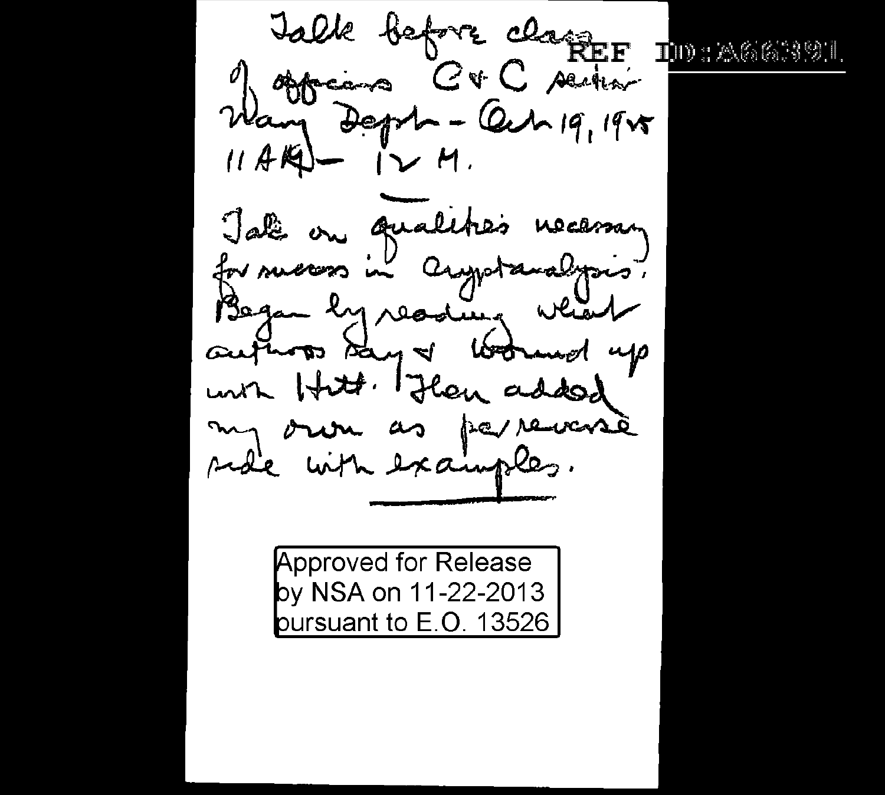REF ID:A66391

Talk before class
of officers C&C section
Navy Dept. - Oct 19, 1945
11 AM - 12 M.

---

Talk on qualities necessary
for success in Cryptanalysis.
Began by reading what
authors say & wound up
with Hitt. Then added
my own as per reverse
side with examples.

---

Approved for Release
by NSA on 11-22-2013
pursuant to E.O. 13526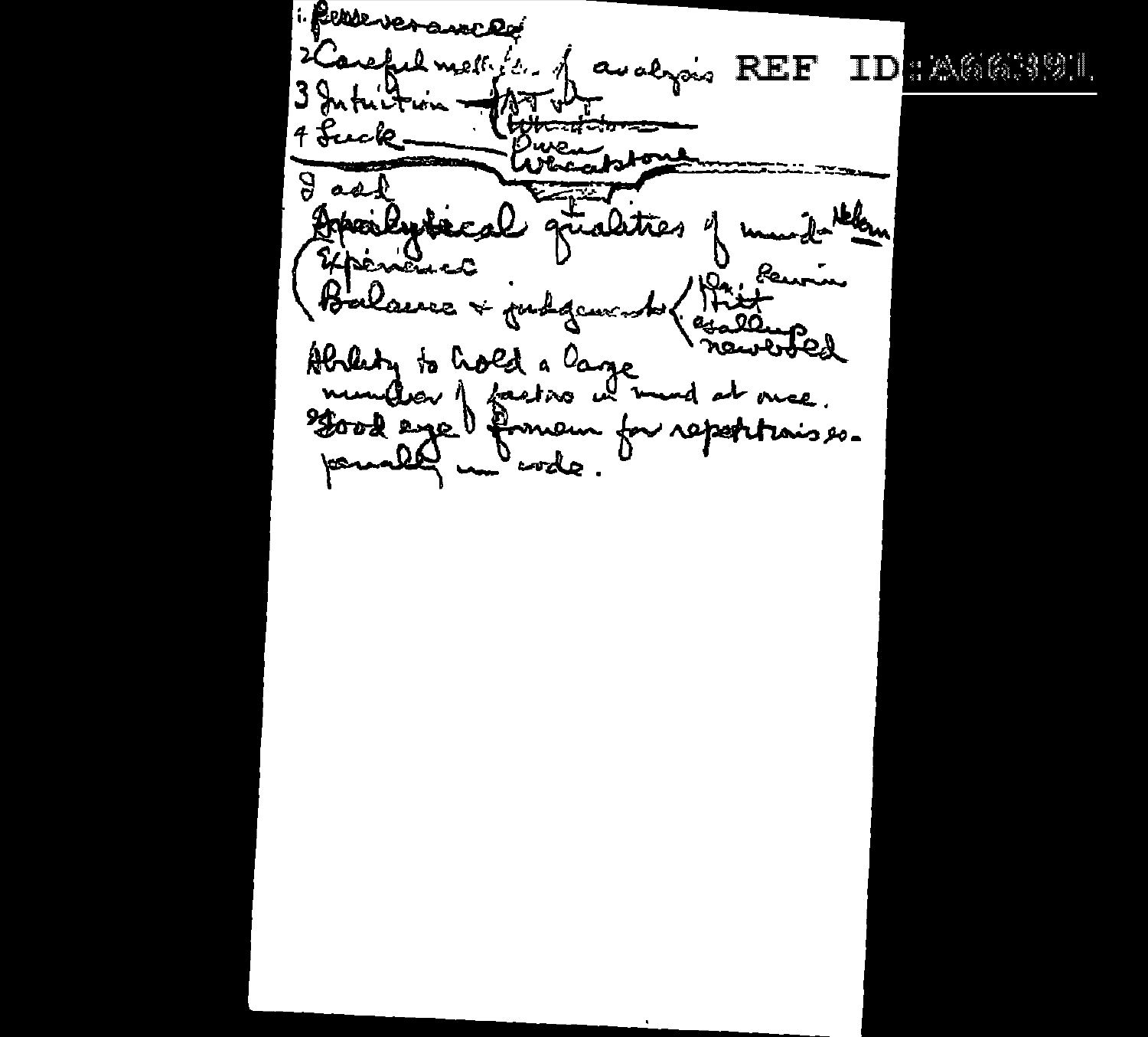1. Perseverance
2. Careful methods of analysis
3. Intuition { ~~Wheatstone~~ Owen Wheatstone }
4. Luck

I add

Analytical qualities of mind – Nelson

( Experience
( Balance & judgement { Dr. Lewin, Hitt, ~~Salle~~, newbold }

Ability to hold a large number of factors in mind at once.

Good eye & flair for repetitions especially in code.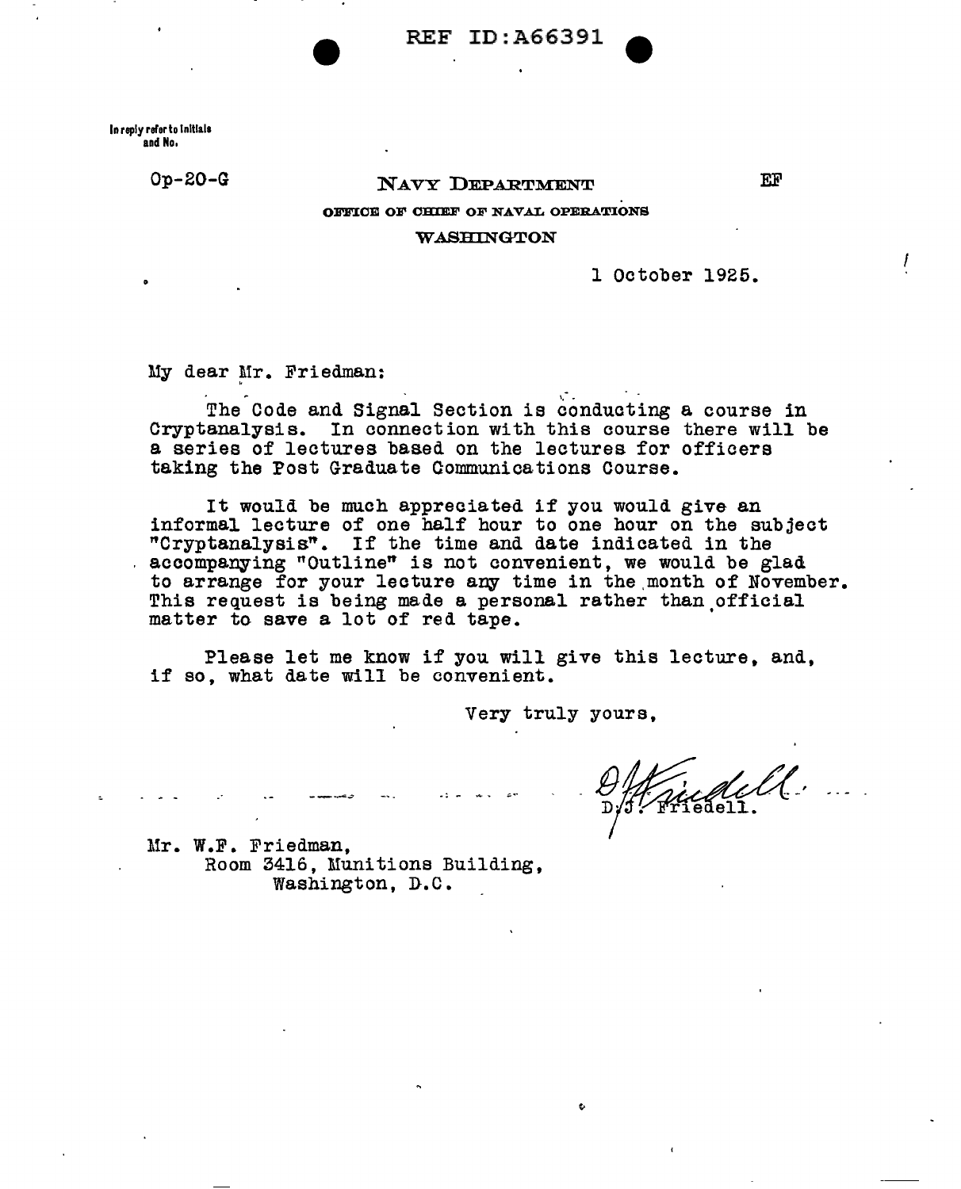REF ID:A66391

In reply refer to Initials and No.

Op-20-G

NAVY DEPARTMENT

EF

OFFICE OF CHIEF OF NAVAL OPERATIONS

WASHINGTON

1 October 1925.

My dear Mr. Friedman:

The Code and Signal Section is conducting a course in Cryptanalysis. In connection with this course there will be a series of lectures based on the lectures for officers taking the Post Graduate Communications Course.

It would be much appreciated if you would give an informal lecture of one half hour to one hour on the subject "Cryptanalysis". If the time and date indicated in the accompanying "Outline" is not convenient, we would be glad to arrange for your lecture any time in the month of November. This request is being made a personal rather than official matter to save a lot of red tape.

Please let me know if you will give this lecture, and, if so, what date will be convenient.

Very truly yours,

D.J. Friedell.

Mr. W.F. Friedman,
Room 3416, Munitions Building,
Washington, D.C.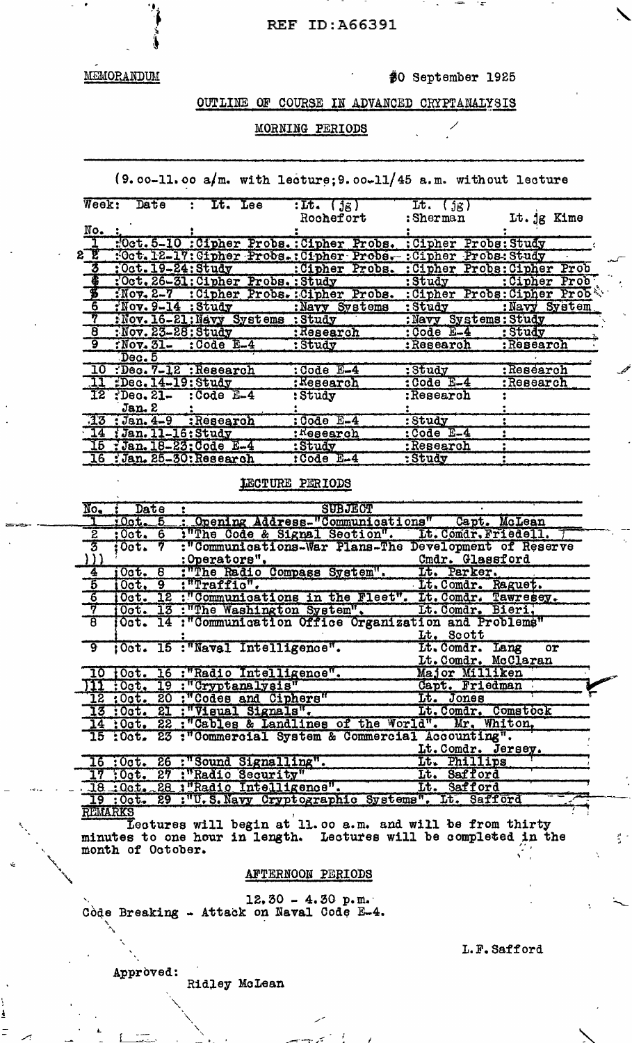REF ID:A66391

MEMORANDUM

30 September 1925

## OUTLINE OF COURSE IN ADVANCED CRYPTANALYSIS

### MORNING PERIODS

(9.00-11.00 a/m. with lecture; 9.00-11/45 a.m. without lecture

| Week: No. | Date | Lt. Lee | Lt. (jg) Rochefort | Lt. (jg) Sherman | Lt. jg Kime |
|---|---|---|---|---|---|
| 1 | Oct. 5-10 | Cipher Probs. | Cipher Probs. | Cipher Probs | Study |
| 2 | Oct. 12-17 | Cipher Probs. | Cipher Probs. | Cipher Probs | Study |
| 3 | Oct. 19-24 | Study | Cipher Probs. | Cipher Probs | Cipher Prob |
| 4 | Oct. 26-31 | Cipher Probs. | Study | Study | Cipher Prob |
| 5 | Nov. 2-7 | Cipher Probs. | Cipher Probs. | Cipher Probs | Cipher Prob |
| 6 | Nov. 9-14 | Study | Navy Systems | Study | Navy System |
| 7 | Nov. 16-21 | Navy Systems | Study | Navy Systems | Study |
| 8 | Nov. 23-28 | Study | Research | Code E-4 | Study |
| 9 | Nov. 31-Dec. 5 | Code E-4 | Study | Research | Research |
| 10 | Dec. 7-12 | Research | Code E-4 | Study | Research |
| 11 | Dec. 14-19 | Study | Research | Code E-4 | Research |
| 12 | Dec. 21-Jan. 2 | Code E-4 | Study | Research | |
| 13 | Jan. 4-9 | Research | Code E-4 | Study | |
| 14 | Jan. 11-16 | Study | Research | Code E-4 | |
| 15 | Jan. 18-23 | Code E-4 | Study | Research | |
| 16 | Jan. 25-30 | Research | Code E-4 | Study | |

### LECTURE PERIODS

| No. | Date | SUBJECT | |
|---|---|---|---|
| 1 | Oct. 5 | Opening Address-"Communications" | Capt. McLean |
| 2 | Oct. 6 | "The Code & Signal Section". | Lt. Comdr. Friedell. |
| 3 | Oct. 7 | "Communications-War Plans-The Development of Reserve Operators". | Cmdr. Glassford |
| 4 | Oct. 8 | "The Radio Compass System". | Lt. Parker. |
| 5 | Oct. 9 | "Traffic". | Lt. Comdr. Raguet. |
| 6 | Oct. 12 | "Communications in the Fleet". | Lt. Comdr. Tawresey. |
| 7 | Oct. 13 | "The Washington System". | Lt. Comdr. Bieri. |
| 8 | Oct. 14 | "Communication Office Organization and Problems" | Lt. Scott |
| 9 | Oct. 15 | "Naval Intelligence". | Lt. Comdr. Lang or Lt. Comdr. McClaran |
| 10 | Oct. 16 | "Radio Intelligence". | Major Milliken |
| 11 | Oct. 19 | "Cryptanalysis" | Capt. Friedman |
| 12 | Oct. 20 | "Codes and Ciphers" | Lt. Jones |
| 13 | Oct. 21 | "Visual Signals". | Lt. Comdr. Comstock |
| 14 | Oct. 22 | "Cables & Landlines of the World". | Mr. Whiton. |
| 15 | Oct. 23 | "Commercial System & Commercial Accounting". | Lt. Comdr. Jersey. |
| 16 | Oct. 26 | "Sound Signalling". | Lt. Phillips |
| 17 | Oct. 27 | "Radio Security" | Lt. Safford |
| 18 | Oct. 28 | "Radio Intelligence". | Lt. Safford |
| 19 | Oct. 29 | "U.S. Navy Cryptographic Systems". | Lt. Safford |

REMARKS

Lectures will begin at 11.00 a.m. and will be from thirty minutes to one hour in length. Lectures will be completed in the month of October.

### AFTERNOON PERIODS

12.30 - 4.30 p.m.
Code Breaking - Attack on Naval Code E-4.

L.F. Safford

Approved:
Ridley McLean